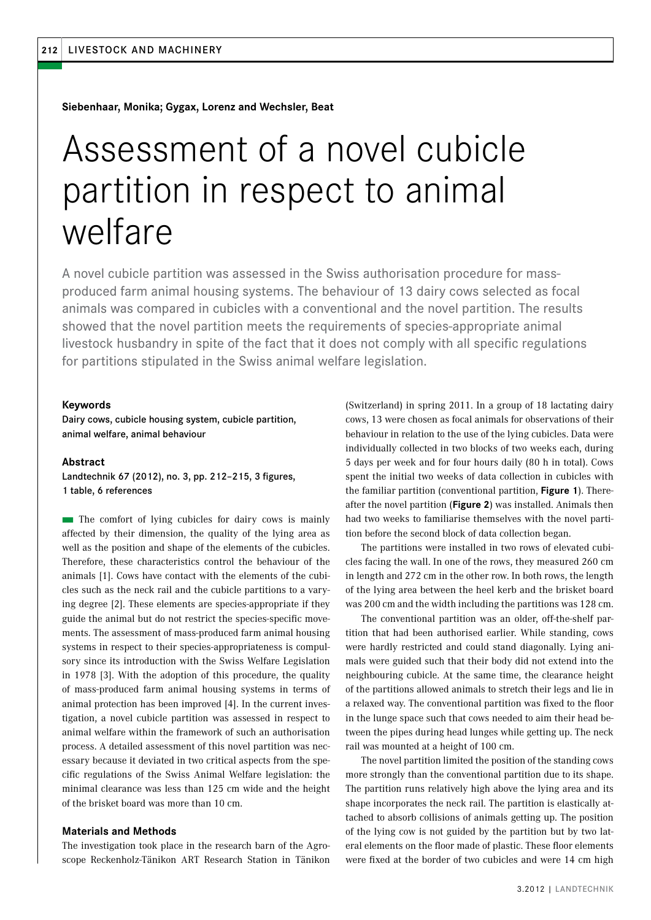**Siebenhaar, Monika; Gygax, Lorenz and Wechsler, Beat**

# Assessment of a novel cubicle partition in respect to animal welfare

A novel cubicle partition was assessed in the Swiss authorisation procedure for mass-produced farm animal housing systems. The behaviour of 13 dairy cows selected as focal animals was compared in cubicles with a conventional and the novel partition. The results showed that the novel partition meets the requirements of species-appropriate animal livestock husbandry in spite of the fact that it does not comply with all specific regulations for partitions stipulated in the Swiss animal welfare legislation.

### Keywords

Dairy cows, cubicle housing system, cubicle partition, animal welfare, animal behaviour

### Abstract

Landtechnik 67 (2012), no. 3, pp. 212–215, 3 figures, 1 table, 6 references

The comfort of lying cubicles for dairy cows is mainly affected by their dimension, the quality of the lying area as well as the position and shape of the elements of the cubicles. Therefore, these characteristics control the behaviour of the animals [1]. Cows have contact with the elements of the cubicles such as the neck rail and the cubicle partitions to a varying degree [2]. These elements are species-appropriate if they guide the animal but do not restrict the species-specific movements. The assessment of mass-produced farm animal housing systems in respect to their species-appropriateness is compulsory since its introduction with the Swiss Welfare Legislation in 1978 [3]. With the adoption of this procedure, the quality of mass-produced farm animal housing systems in terms of animal protection has been improved [4]. In the current investigation, a novel cubicle partition was assessed in respect to animal welfare within the framework of such an authorisation process. A detailed assessment of this novel partition was necessary because it deviated in two critical aspects from the specific regulations of the Swiss Animal Welfare legislation: the minimal clearance was less than 125 cm wide and the height of the brisket board was more than 10 cm.

### Materials and Methods

The investigation took place in the research barn of the Agroscope Reckenholz-Tänikon ART Research Station in Tänikon (Switzerland) in spring 2011. In a group of 18 lactating dairy cows, 13 were chosen as focal animals for observations of their behaviour in relation to the use of the lying cubicles. Data were individually collected in two blocks of two weeks each, during 5 days per week and for four hours daily (80 h in total). Cows spent the initial two weeks of data collection in cubicles with the familiar partition (conventional partition, **Figure 1**). Thereafter the novel partition (**Figure 2**) was installed. Animals then had two weeks to familiarise themselves with the novel partition before the second block of data collection began.

The partitions were installed in two rows of elevated cubicles facing the wall. In one of the rows, they measured 260 cm in length and 272 cm in the other row. In both rows, the length of the lying area between the heel kerb and the brisket board was 200 cm and the width including the partitions was 128 cm.

The conventional partition was an older, off-the-shelf partition that had been authorised earlier. While standing, cows were hardly restricted and could stand diagonally. Lying animals were guided such that their body did not extend into the neighbouring cubicle. At the same time, the clearance height of the partitions allowed animals to stretch their legs and lie in a relaxed way. The conventional partition was fixed to the floor in the lunge space such that cows needed to aim their head between the pipes during head lunges while getting up. The neck rail was mounted at a height of 100 cm.

The novel partition limited the position of the standing cows more strongly than the conventional partition due to its shape. The partition runs relatively high above the lying area and its shape incorporates the neck rail. The partition is elastically attached to absorb collisions of animals getting up. The position of the lying cow is not guided by the partition but by two lateral elements on the floor made of plastic. These floor elements were fixed at the border of two cubicles and were 14 cm high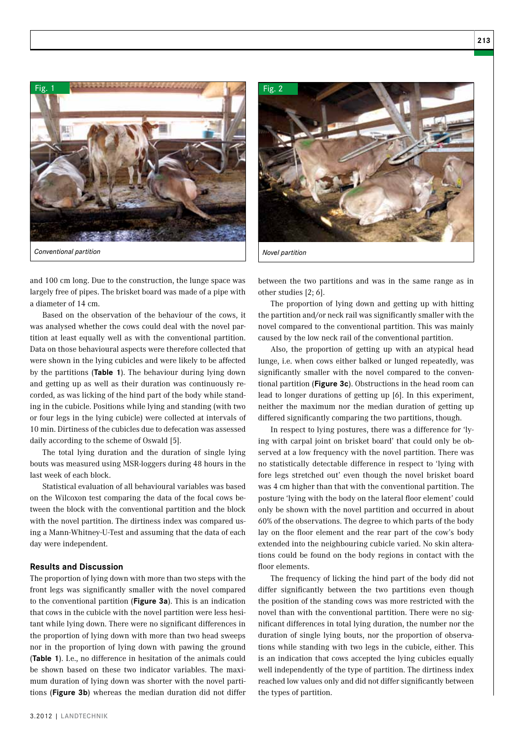Fig. 1

Conventional partition

Fig. 2

Novel partition

and 100 cm long. Due to the construction, the lunge space was largely free of pipes. The brisket board was made of a pipe with a diameter of 14 cm.

Based on the observation of the behaviour of the cows, it was analysed whether the cows could deal with the novel partition at least equally well as with the conventional partition. Data on those behavioural aspects were therefore collected that were shown in the lying cubicles and were likely to be affected by the partitions (**Table 1**). The behaviour during lying down and getting up as well as their duration was continuously recorded, as was licking of the hind part of the body while standing in the cubicle. Positions while lying and standing (with two or four legs in the lying cubicle) were collected at intervals of 10 min. Dirtiness of the cubicles due to defecation was assessed daily according to the scheme of Oswald [5].

The total lying duration and the duration of single lying bouts was measured using MSR-loggers during 48 hours in the last week of each block.

Statistical evaluation of all behavioural variables was based on the Wilcoxon test comparing the data of the focal cows between the block with the conventional partition and the block with the novel partition. The dirtiness index was compared using a Mann-Whitney-U-Test and assuming that the data of each day were independent.

### Results and Discussion

The proportion of lying down with more than two steps with the front legs was significantly smaller with the novel compared to the conventional partition (**Figure 3a**). This is an indication that cows in the cubicle with the novel partition were less hesitant while lying down. There were no significant differences in the proportion of lying down with more than two head sweeps nor in the proportion of lying down with pawing the ground (**Table 1**). I.e., no difference in hesitation of the animals could be shown based on these two indicator variables. The maximum duration of lying down was shorter with the novel partitions (**Figure 3b**) whereas the median duration did not differ between the two partitions and was in the same range as in other studies [2; 6].

The proportion of lying down and getting up with hitting the partition and/or neck rail was significantly smaller with the novel compared to the conventional partition. This was mainly caused by the low neck rail of the conventional partition.

Also, the proportion of getting up with an atypical head lunge, i.e. when cows either balked or lunged repeatedly, was significantly smaller with the novel compared to the conventional partition (**Figure 3c**). Obstructions in the head room can lead to longer durations of getting up [6]. In this experiment, neither the maximum nor the median duration of getting up differed significantly comparing the two partitions, though.

In respect to lying postures, there was a difference for 'lying with carpal joint on brisket board' that could only be observed at a low frequency with the novel partition. There was no statistically detectable difference in respect to 'lying with fore legs stretched out' even though the novel brisket board was 4 cm higher than that with the conventional partition. The posture 'lying with the body on the lateral floor element' could only be shown with the novel partition and occurred in about 60% of the observations. The degree to which parts of the body lay on the floor element and the rear part of the cow's body extended into the neighbouring cubicle varied. No skin alterations could be found on the body regions in contact with the floor elements.

The frequency of licking the hind part of the body did not differ significantly between the two partitions even though the position of the standing cows was more restricted with the novel than with the conventional partition. There were no significant differences in total lying duration, the number nor the duration of single lying bouts, nor the proportion of observations while standing with two legs in the cubicle, either. This is an indication that cows accepted the lying cubicles equally well independently of the type of partition. The dirtiness index reached low values only and did not differ significantly between the types of partition.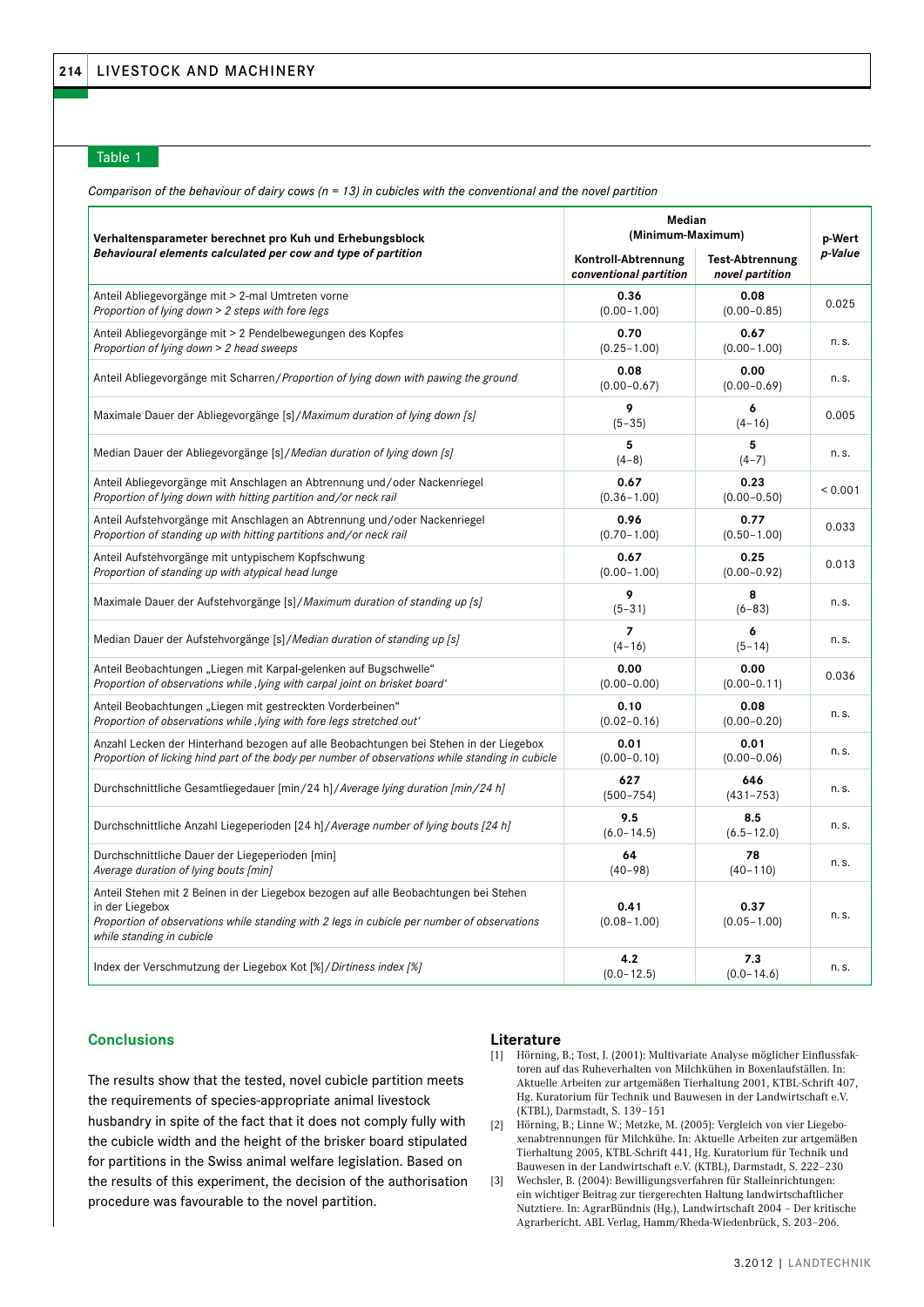Table 1

*Comparison of the behaviour of dairy cows (n = 13) in cubicles with the conventional and the novel partition*

| **Verhaltensparameter berechnet pro Kuh und Erhebungsblock** *Behavioural elements calculated per cow and type of partition* | **Median (Minimum-Maximum)** | | **p-Wert** *p-Value* |
|---|---|---|---|
| | **Kontroll-Abtrennung** *conventional partition* | **Test-Abtrennung** *novel partition* | |
| Anteil Abliegevorgänge mit > 2-mal Umtreten vorne *Proportion of lying down > 2 steps with fore legs* | **0.36** (0.00–1.00) | **0.08** (0.00–0.85) | 0.025 |
| Anteil Abliegevorgänge mit > 2 Pendelbewegungen des Kopfes *Proportion of lying down > 2 head sweeps* | **0.70** (0.25–1.00) | **0.67** (0.00–1.00) | n. s. |
| Anteil Abliegevorgänge mit Scharren/*Proportion of lying down with pawing the ground* | **0.08** (0.00–0.67) | **0.00** (0.00–0.69) | n. s. |
| Maximale Dauer der Abliegevorgänge [s]/*Maximum duration of lying down [s]* | **9** (5–35) | **6** (4–16) | 0.005 |
| Median Dauer der Abliegevorgänge [s]/*Median duration of lying down [s]* | **5** (4–8) | **5** (4–7) | n. s. |
| Anteil Abliegevorgänge mit Anschlagen an Abtrennung und/oder Nackenriegel *Proportion of lying down with hitting partition and/or neck rail* | **0.67** (0.36–1.00) | **0.23** (0.00–0.50) | < 0.001 |
| Anteil Aufstehvorgänge mit Anschlagen an Abtrennung und/oder Nackenriegel *Proportion of standing up with hitting partitions and/or neck rail* | **0.96** (0.70–1.00) | **0.77** (0.50–1.00) | 0.033 |
| Anteil Aufstehvorgänge mit untypischem Kopfschwung *Proportion of standing up with atypical head lunge* | **0.67** (0.00–1.00) | **0.25** (0.00–0.92) | 0.013 |
| Maximale Dauer der Aufstehvorgänge [s]/*Maximum duration of standing up [s]* | **9** (5–31) | **8** (6–83) | n. s. |
| Median Dauer der Aufstehvorgänge [s]/*Median duration of standing up [s]* | **7** (4–16) | **6** (5–14) | n. s. |
| Anteil Beobachtungen „Liegen mit Karpal-gelenken auf Bugschwelle" *Proportion of observations while ‚lying with carpal joint on brisket board'* | **0.00** (0.00–0.00) | **0.00** (0.00–0.11) | 0.036 |
| Anteil Beobachtungen „Liegen mit gestreckten Vorderbeinen" *Proportion of observations while ‚lying with fore legs stretched out'* | **0.10** (0.02–0.16) | **0.08** (0.00–0.20) | n. s. |
| Anzahl Lecken der Hinterhand bezogen auf alle Beobachtungen bei Stehen in der Liegebox *Proportion of licking hind part of the body per number of observations while standing in cubicle* | **0.01** (0.00–0.10) | **0.01** (0.00–0.06) | n. s. |
| Durchschnittliche Gesamtliegedauer [min/24 h]/*Average lying duration [min/24 h]* | **627** (500–754) | **646** (431–753) | n. s. |
| Durchschnittliche Anzahl Liegeperioden [24 h]/*Average number of lying bouts [24 h]* | **9.5** (6.0–14.5) | **8.5** (6.5–12.0) | n. s. |
| Durchschnittliche Dauer der Liegeperioden [min] *Average duration of lying bouts [min]* | **64** (40–98) | **78** (40–110) | n. s. |
| Anteil Stehen mit 2 Beinen in der Liegebox bezogen auf alle Beobachtungen bei Stehen in der Liegebox *Proportion of observations while standing with 2 legs in cubicle per number of observations while standing in cubicle* | **0.41** (0.08–1.00) | **0.37** (0.05–1.00) | n. s. |
| Index der Verschmutzung der Liegebox Kot [%]/*Dirtiness index [%]* | **4.2** (0.0–12.5) | **7.3** (0.0–14.6) | n. s. |

## Conclusions

The results show that the tested, novel cubicle partition meets the requirements of species-appropriate animal livestock husbandry in spite of the fact that it does not comply fully with the cubicle width and the height of the brisker board stipulated for partitions in the Swiss animal welfare legislation. Based on the results of this experiment, the decision of the authorisation procedure was favourable to the novel partition.

## Literature

[1] Hörning, B.; Tost, J. (2001): Multivariate Analyse möglicher Einflussfaktoren auf das Ruheverhalten von Milchkühen in Boxenlaufställen. In: Aktuelle Arbeiten zur artgemäßen Tierhaltung 2001, KTBL-Schrift 407, Hg. Kuratorium für Technik und Bauwesen in der Landwirtschaft e.V. (KTBL), Darmstadt, S. 139–151

[2] Hörning, B.; Linne W.; Metzke, M. (2005): Vergleich von vier Liegeboxenabtrennungen für Milchkühe. In: Aktuelle Arbeiten zur artgemäßen Tierhaltung 2005, KTBL-Schrift 441, Hg. Kuratorium für Technik und Bauwesen in der Landwirtschaft e.V. (KTBL), Darmstadt, S. 222–230

[3] Wechsler, B. (2004): Bewilligungsverfahren für Stalleinrichtungen: ein wichtiger Beitrag zur tiergerechten Haltung landwirtschaftlicher Nutztiere. In: AgrarBündnis (Hg.), Landwirtschaft 2004 – Der kritische Agrarbericht. ABL Verlag, Hamm/Rheda-Wiedenbrück, S. 203–206.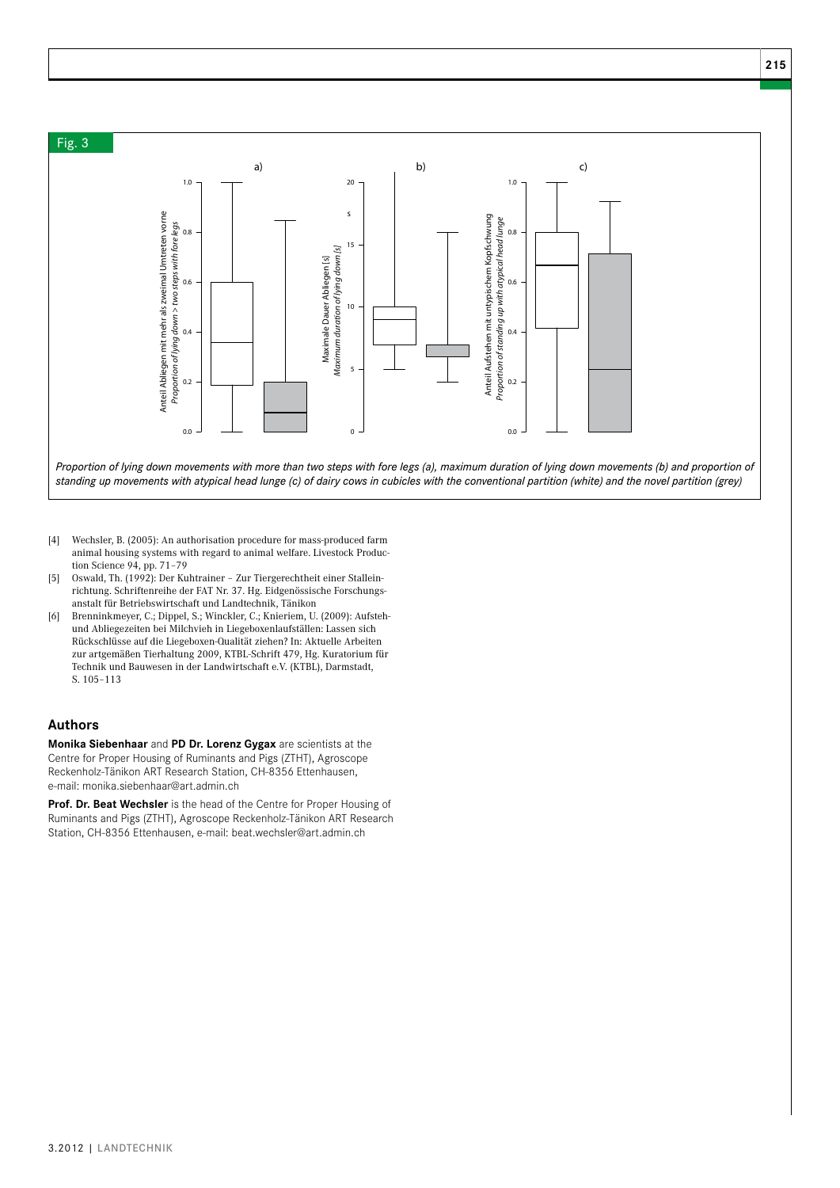Fig. 3

a)

Anteil Abliegen mit mehr als zweimal Umtreten vorne
*Proportion of lying down > two steps with fore legs*

1.0
0.8
0.6
0.4
0.2
0.0

b)

Maximale Dauer Abliegen [s]
*Maximum duration of lying down [s]*

20
s
15
10
5
0

c)

Anteil Aufstehen mit untypischem Kopfschwung
*Proportion of standing up with atypical head lunge*

1.0
0.8
0.6
0.4
0.2
0.0

*Proportion of lying down movements with more than two steps with fore legs (a), maximum duration of lying down movements (b) and proportion of standing up movements with atypical head lunge (c) of dairy cows in cubicles with the conventional partition (white) and the novel partition (grey)*

[4] Wechsler, B. (2005): An authorisation procedure for mass-produced farm animal housing systems with regard to animal welfare. Livestock Production Science 94, pp. 71–79

[5] Oswald, Th. (1992): Der Kuhtrainer – Zur Tiergerechtheit einer Stalleinrichtung. Schriftenreihe der FAT Nr. 37. Hg. Eidgenössische Forschungsanstalt für Betriebswirtschaft und Landtechnik, Tänikon

[6] Brenninkmeyer, C.; Dippel, S.; Winckler, C.; Knieriem, U. (2009): Aufsteh- und Abliegezeiten bei Milchvieh in Liegeboxenlaufställen: Lassen sich Rückschlüsse auf die Liegeboxen-Qualität ziehen? In: Aktuelle Arbeiten zur artgemäßen Tierhaltung 2009, KTBL-Schrift 479, Hg. Kuratorium für Technik und Bauwesen in der Landwirtschaft e.V. (KTBL), Darmstadt, S. 105–113

## Authors

**Monika Siebenhaar** and **PD Dr. Lorenz Gygax** are scientists at the Centre for Proper Housing of Ruminants and Pigs (ZTHT), Agroscope Reckenholz-Tänikon ART Research Station, CH-8356 Ettenhausen, e-mail: monika.siebenhaar@art.admin.ch

**Prof. Dr. Beat Wechsler** is the head of the Centre for Proper Housing of Ruminants and Pigs (ZTHT), Agroscope Reckenholz-Tänikon ART Research Station, CH-8356 Ettenhausen, e-mail: beat.wechsler@art.admin.ch